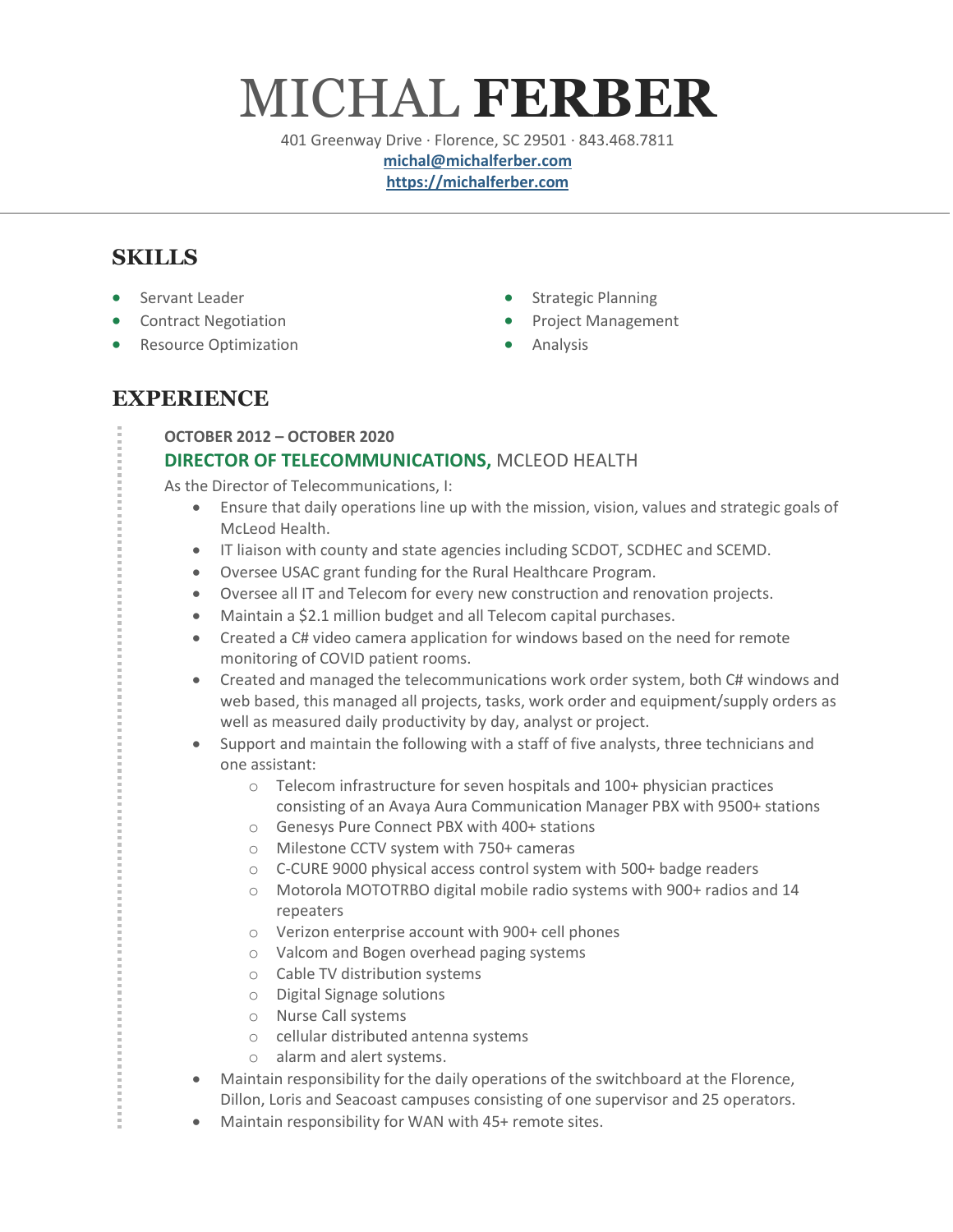# MICHAL **FERBER**

401 Greenway Drive · Florence, SC 29501 · 843.468.7811
**michal@michalferber.com**
**https://michalferber.com**

## SKILLS

- Servant Leader
- Contract Negotiation
- Resource Optimization
- Strategic Planning
- Project Management
- Analysis

## EXPERIENCE

**OCTOBER 2012 – OCTOBER 2020**

### DIRECTOR OF TELECOMMUNICATIONS, MCLEOD HEALTH

As the Director of Telecommunications, I:

- Ensure that daily operations line up with the mission, vision, values and strategic goals of McLeod Health.
- IT liaison with county and state agencies including SCDOT, SCDHEC and SCEMD.
- Oversee USAC grant funding for the Rural Healthcare Program.
- Oversee all IT and Telecom for every new construction and renovation projects.
- Maintain a $2.1 million budget and all Telecom capital purchases.
- Created a C# video camera application for windows based on the need for remote monitoring of COVID patient rooms.
- Created and managed the telecommunications work order system, both C# windows and web based, this managed all projects, tasks, work order and equipment/supply orders as well as measured daily productivity by day, analyst or project.
- Support and maintain the following with a staff of five analysts, three technicians and one assistant:
  - Telecom infrastructure for seven hospitals and 100+ physician practices consisting of an Avaya Aura Communication Manager PBX with 9500+ stations
  - Genesys Pure Connect PBX with 400+ stations
  - Milestone CCTV system with 750+ cameras
  - C-CURE 9000 physical access control system with 500+ badge readers
  - Motorola MOTOTRBO digital mobile radio systems with 900+ radios and 14 repeaters
  - Verizon enterprise account with 900+ cell phones
  - Valcom and Bogen overhead paging systems
  - Cable TV distribution systems
  - Digital Signage solutions
  - Nurse Call systems
  - cellular distributed antenna systems
  - alarm and alert systems.
- Maintain responsibility for the daily operations of the switchboard at the Florence, Dillon, Loris and Seacoast campuses consisting of one supervisor and 25 operators.
- Maintain responsibility for WAN with 45+ remote sites.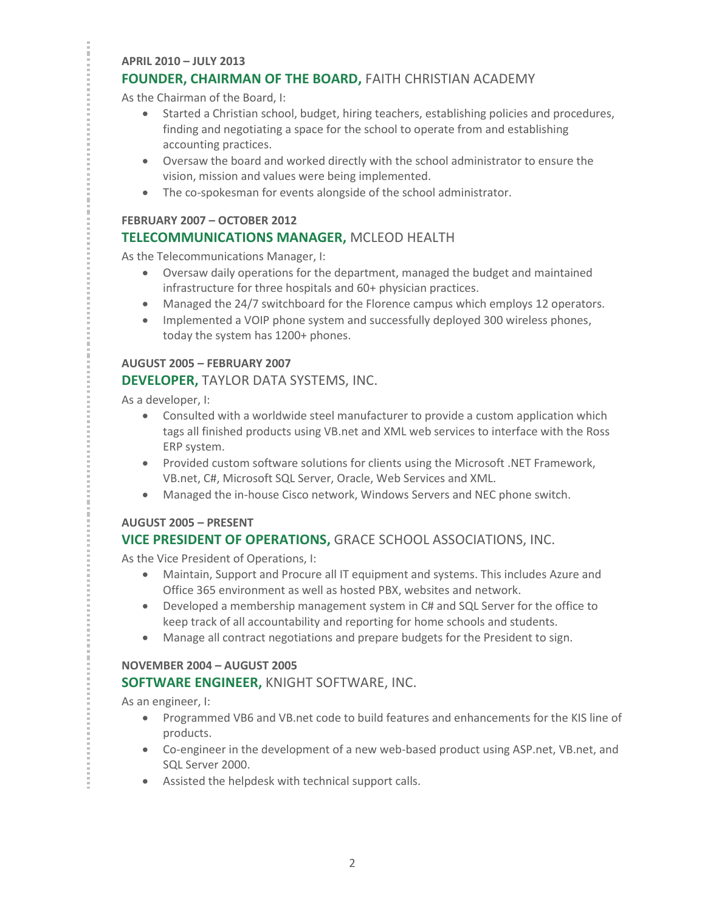**APRIL 2010 – JULY 2013**

### **FOUNDER, CHAIRMAN OF THE BOARD,** FAITH CHRISTIAN ACADEMY

As the Chairman of the Board, I:

- Started a Christian school, budget, hiring teachers, establishing policies and procedures, finding and negotiating a space for the school to operate from and establishing accounting practices.
- Oversaw the board and worked directly with the school administrator to ensure the vision, mission and values were being implemented.
- The co-spokesman for events alongside of the school administrator.

**FEBRUARY 2007 – OCTOBER 2012**

### **TELECOMMUNICATIONS MANAGER,** MCLEOD HEALTH

As the Telecommunications Manager, I:

- Oversaw daily operations for the department, managed the budget and maintained infrastructure for three hospitals and 60+ physician practices.
- Managed the 24/7 switchboard for the Florence campus which employs 12 operators.
- Implemented a VOIP phone system and successfully deployed 300 wireless phones, today the system has 1200+ phones.

**AUGUST 2005 – FEBRUARY 2007**

### **DEVELOPER,** TAYLOR DATA SYSTEMS, INC.

As a developer, I:

- Consulted with a worldwide steel manufacturer to provide a custom application which tags all finished products using VB.net and XML web services to interface with the Ross ERP system.
- Provided custom software solutions for clients using the Microsoft .NET Framework, VB.net, C#, Microsoft SQL Server, Oracle, Web Services and XML.
- Managed the in-house Cisco network, Windows Servers and NEC phone switch.

**AUGUST 2005 – PRESENT**

### **VICE PRESIDENT OF OPERATIONS,** GRACE SCHOOL ASSOCIATIONS, INC.

As the Vice President of Operations, I:

- Maintain, Support and Procure all IT equipment and systems. This includes Azure and Office 365 environment as well as hosted PBX, websites and network.
- Developed a membership management system in C# and SQL Server for the office to keep track of all accountability and reporting for home schools and students.
- Manage all contract negotiations and prepare budgets for the President to sign.

**NOVEMBER 2004 – AUGUST 2005**

### **SOFTWARE ENGINEER,** KNIGHT SOFTWARE, INC.

As an engineer, I:

- Programmed VB6 and VB.net code to build features and enhancements for the KIS line of products.
- Co-engineer in the development of a new web-based product using ASP.net, VB.net, and SQL Server 2000.
- Assisted the helpdesk with technical support calls.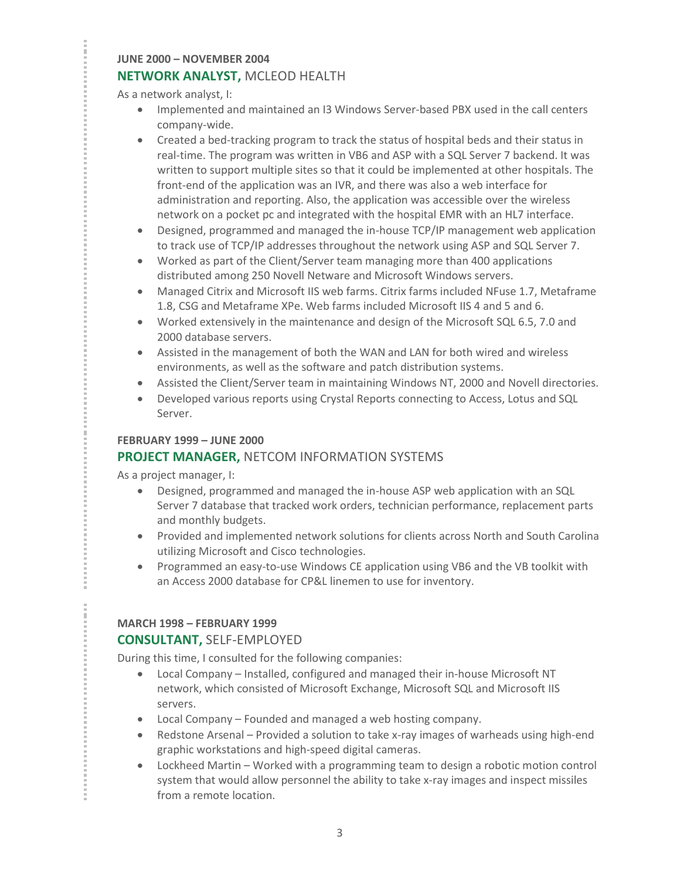**JUNE 2000 – NOVEMBER 2004**

### **NETWORK ANALYST,** MCLEOD HEALTH

As a network analyst, I:

- Implemented and maintained an I3 Windows Server-based PBX used in the call centers company-wide.
- Created a bed-tracking program to track the status of hospital beds and their status in real-time. The program was written in VB6 and ASP with a SQL Server 7 backend. It was written to support multiple sites so that it could be implemented at other hospitals. The front-end of the application was an IVR, and there was also a web interface for administration and reporting. Also, the application was accessible over the wireless network on a pocket pc and integrated with the hospital EMR with an HL7 interface.
- Designed, programmed and managed the in-house TCP/IP management web application to track use of TCP/IP addresses throughout the network using ASP and SQL Server 7.
- Worked as part of the Client/Server team managing more than 400 applications distributed among 250 Novell Netware and Microsoft Windows servers.
- Managed Citrix and Microsoft IIS web farms. Citrix farms included NFuse 1.7, Metaframe 1.8, CSG and Metaframe XPe. Web farms included Microsoft IIS 4 and 5 and 6.
- Worked extensively in the maintenance and design of the Microsoft SQL 6.5, 7.0 and 2000 database servers.
- Assisted in the management of both the WAN and LAN for both wired and wireless environments, as well as the software and patch distribution systems.
- Assisted the Client/Server team in maintaining Windows NT, 2000 and Novell directories.
- Developed various reports using Crystal Reports connecting to Access, Lotus and SQL Server.

**FEBRUARY 1999 – JUNE 2000**

### **PROJECT MANAGER,** NETCOM INFORMATION SYSTEMS

As a project manager, I:

- Designed, programmed and managed the in-house ASP web application with an SQL Server 7 database that tracked work orders, technician performance, replacement parts and monthly budgets.
- Provided and implemented network solutions for clients across North and South Carolina utilizing Microsoft and Cisco technologies.
- Programmed an easy-to-use Windows CE application using VB6 and the VB toolkit with an Access 2000 database for CP&L linemen to use for inventory.

**MARCH 1998 – FEBRUARY 1999**

### **CONSULTANT,** SELF-EMPLOYED

During this time, I consulted for the following companies:

- Local Company – Installed, configured and managed their in-house Microsoft NT network, which consisted of Microsoft Exchange, Microsoft SQL and Microsoft IIS servers.
- Local Company – Founded and managed a web hosting company.
- Redstone Arsenal – Provided a solution to take x-ray images of warheads using high-end graphic workstations and high-speed digital cameras.
- Lockheed Martin – Worked with a programming team to design a robotic motion control system that would allow personnel the ability to take x-ray images and inspect missiles from a remote location.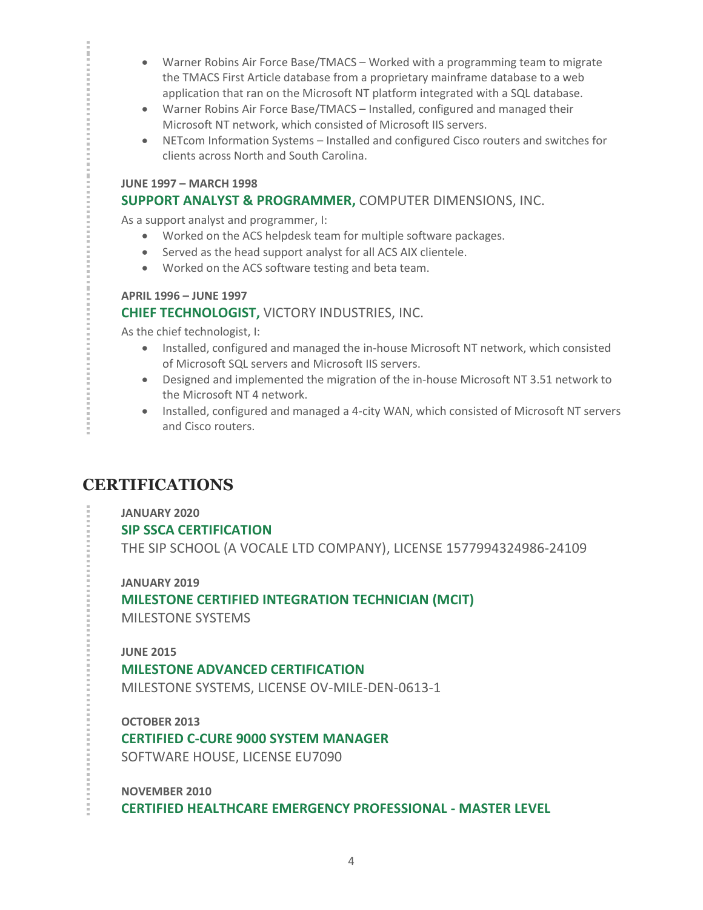- Warner Robins Air Force Base/TMACS – Worked with a programming team to migrate the TMACS First Article database from a proprietary mainframe database to a web application that ran on the Microsoft NT platform integrated with a SQL database.
- Warner Robins Air Force Base/TMACS – Installed, configured and managed their Microsoft NT network, which consisted of Microsoft IIS servers.
- NETcom Information Systems – Installed and configured Cisco routers and switches for clients across North and South Carolina.

**JUNE 1997 – MARCH 1998**

### **SUPPORT ANALYST & PROGRAMMER,** COMPUTER DIMENSIONS, INC.

As a support analyst and programmer, I:

- Worked on the ACS helpdesk team for multiple software packages.
- Served as the head support analyst for all ACS AIX clientele.
- Worked on the ACS software testing and beta team.

**APRIL 1996 – JUNE 1997**

### **CHIEF TECHNOLOGIST,** VICTORY INDUSTRIES, INC.

As the chief technologist, I:

- Installed, configured and managed the in-house Microsoft NT network, which consisted of Microsoft SQL servers and Microsoft IIS servers.
- Designed and implemented the migration of the in-house Microsoft NT 3.51 network to the Microsoft NT 4 network.
- Installed, configured and managed a 4-city WAN, which consisted of Microsoft NT servers and Cisco routers.

## CERTIFICATIONS

**JANUARY 2020**

### **SIP SSCA CERTIFICATION**

THE SIP SCHOOL (A VOCALE LTD COMPANY), LICENSE 1577994324986-24109

**JANUARY 2019**

### **MILESTONE CERTIFIED INTEGRATION TECHNICIAN (MCIT)**

MILESTONE SYSTEMS

**JUNE 2015**

### **MILESTONE ADVANCED CERTIFICATION**

MILESTONE SYSTEMS, LICENSE OV-MILE-DEN-0613-1

**OCTOBER 2013**

### **CERTIFIED C-CURE 9000 SYSTEM MANAGER**

SOFTWARE HOUSE, LICENSE EU7090

**NOVEMBER 2010**

### **CERTIFIED HEALTHCARE EMERGENCY PROFESSIONAL - MASTER LEVEL**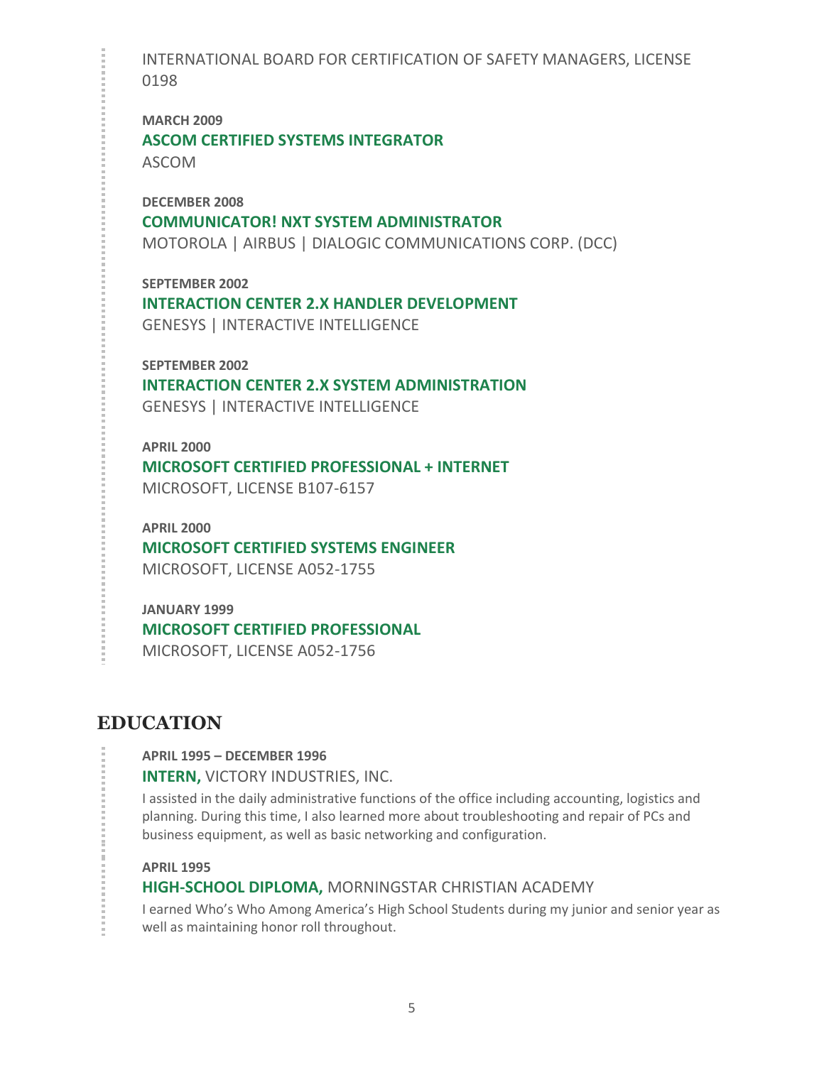INTERNATIONAL BOARD FOR CERTIFICATION OF SAFETY MANAGERS, LICENSE 0198

**MARCH 2009**

**ASCOM CERTIFIED SYSTEMS INTEGRATOR**

ASCOM

**DECEMBER 2008**

**COMMUNICATOR! NXT SYSTEM ADMINISTRATOR**

MOTOROLA | AIRBUS | DIALOGIC COMMUNICATIONS CORP. (DCC)

**SEPTEMBER 2002**

**INTERACTION CENTER 2.X HANDLER DEVELOPMENT**

GENESYS | INTERACTIVE INTELLIGENCE

**SEPTEMBER 2002**

**INTERACTION CENTER 2.X SYSTEM ADMINISTRATION**

GENESYS | INTERACTIVE INTELLIGENCE

**APRIL 2000**

**MICROSOFT CERTIFIED PROFESSIONAL + INTERNET**

MICROSOFT, LICENSE B107-6157

**APRIL 2000**

**MICROSOFT CERTIFIED SYSTEMS ENGINEER**

MICROSOFT, LICENSE A052-1755

**JANUARY 1999**

**MICROSOFT CERTIFIED PROFESSIONAL**

MICROSOFT, LICENSE A052-1756

## EDUCATION

**APRIL 1995 – DECEMBER 1996**

**INTERN,** VICTORY INDUSTRIES, INC.

I assisted in the daily administrative functions of the office including accounting, logistics and planning. During this time, I also learned more about troubleshooting and repair of PCs and business equipment, as well as basic networking and configuration.

**APRIL 1995**

**HIGH-SCHOOL DIPLOMA,** MORNINGSTAR CHRISTIAN ACADEMY

I earned Who's Who Among America's High School Students during my junior and senior year as well as maintaining honor roll throughout.